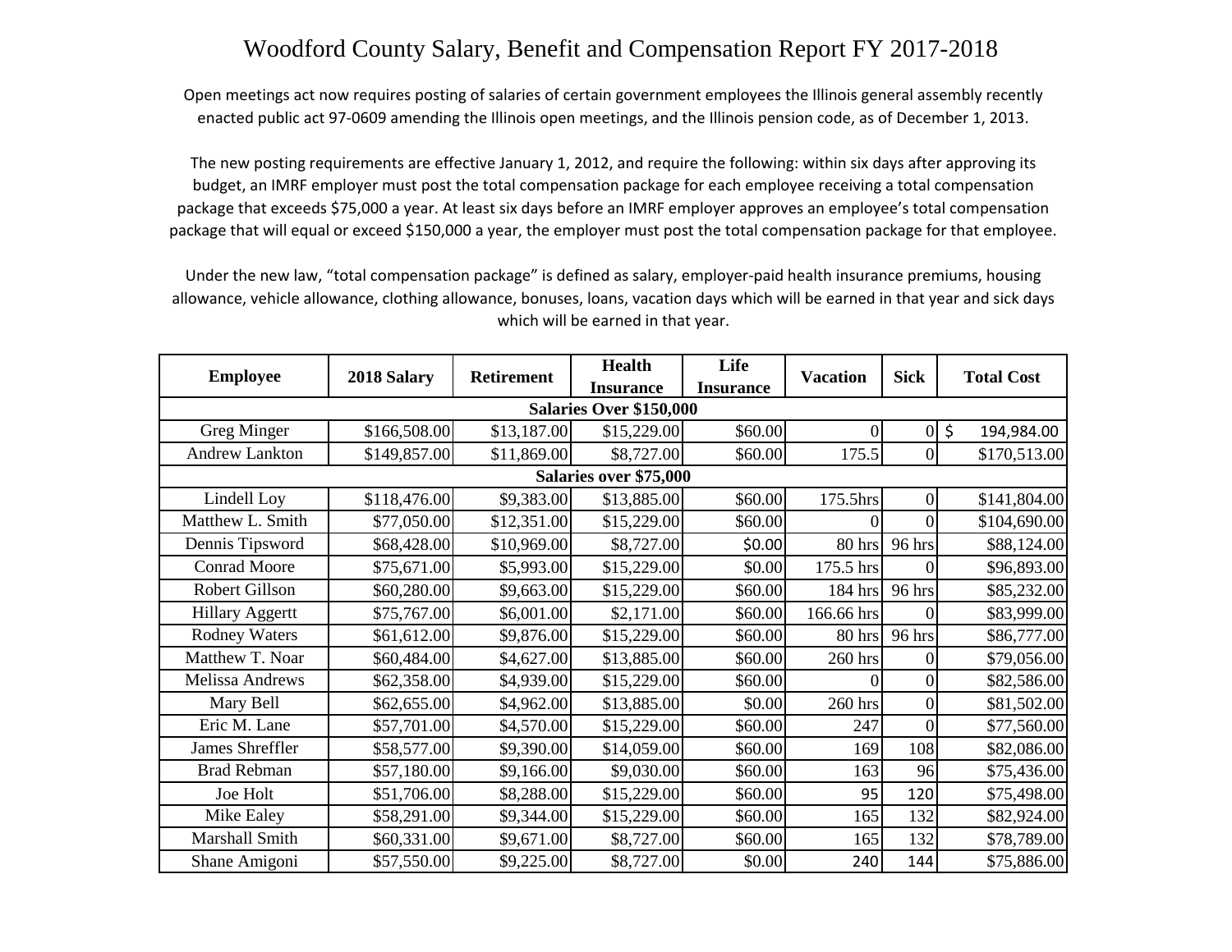# Woodford County Salary, Benefit and Compensation Report FY 2017-2018

Open meetings act now requires posting of salaries of certain government employees the Illinois general assembly recently enacted public act 97-0609 amending the Illinois open meetings, and the Illinois pension code, as of December 1, 2013.

The new posting requirements are effective January 1, 2012, and require the following: within six days after approving its budget, an IMRF employer must post the total compensation package for each employee receiving a total compensation package that exceeds $75,000 a year. At least six days before an IMRF employer approves an employee's total compensation package that will equal or exceed $150,000 a year, the employer must post the total compensation package for that employee.

Under the new law, "total compensation package" is defined as salary, employer-paid health insurance premiums, housing allowance, vehicle allowance, clothing allowance, bonuses, loans, vacation days which will be earned in that year and sick days which will be earned in that year.

| Employee | 2018 Salary | Retirement | Health Insurance | Life Insurance | Vacation | Sick | Total Cost |
|---|---|---|---|---|---|---|---|
| **Salaries Over $150,000** | | | | | | | |
| Greg Minger | $166,508.00 | $13,187.00 | $15,229.00 | $60.00 | 0 | 0 | $ 194,984.00 |
| Andrew Lankton | $149,857.00 | $11,869.00 | $8,727.00 | $60.00 | 175.5 | 0 | $170,513.00 |
| **Salaries over $75,000** | | | | | | | |
| Lindell Loy | $118,476.00 | $9,383.00 | $13,885.00 | $60.00 | 175.5hrs | 0 | $141,804.00 |
| Matthew L. Smith | $77,050.00 | $12,351.00 | $15,229.00 | $60.00 | 0 | 0 | $104,690.00 |
| Dennis Tipsword | $68,428.00 | $10,969.00 | $8,727.00 | $0.00 | 80 hrs | 96 hrs | $88,124.00 |
| Conrad Moore | $75,671.00 | $5,993.00 | $15,229.00 | $0.00 | 175.5 hrs | 0 | $96,893.00 |
| Robert Gillson | $60,280.00 | $9,663.00 | $15,229.00 | $60.00 | 184 hrs | 96 hrs | $85,232.00 |
| Hillary Aggertt | $75,767.00 | $6,001.00 | $2,171.00 | $60.00 | 166.66 hrs | 0 | $83,999.00 |
| Rodney Waters | $61,612.00 | $9,876.00 | $15,229.00 | $60.00 | 80 hrs | 96 hrs | $86,777.00 |
| Matthew T. Noar | $60,484.00 | $4,627.00 | $13,885.00 | $60.00 | 260 hrs | 0 | $79,056.00 |
| Melissa Andrews | $62,358.00 | $4,939.00 | $15,229.00 | $60.00 | 0 | 0 | $82,586.00 |
| Mary Bell | $62,655.00 | $4,962.00 | $13,885.00 | $0.00 | 260 hrs | 0 | $81,502.00 |
| Eric M. Lane | $57,701.00 | $4,570.00 | $15,229.00 | $60.00 | 247 | 0 | $77,560.00 |
| James Shreffler | $58,577.00 | $9,390.00 | $14,059.00 | $60.00 | 169 | 108 | $82,086.00 |
| Brad Rebman | $57,180.00 | $9,166.00 | $9,030.00 | $60.00 | 163 | 96 | $75,436.00 |
| Joe Holt | $51,706.00 | $8,288.00 | $15,229.00 | $60.00 | 95 | 120 | $75,498.00 |
| Mike Ealey | $58,291.00 | $9,344.00 | $15,229.00 | $60.00 | 165 | 132 | $82,924.00 |
| Marshall Smith | $60,331.00 | $9,671.00 | $8,727.00 | $60.00 | 165 | 132 | $78,789.00 |
| Shane Amigoni | $57,550.00 | $9,225.00 | $8,727.00 | $0.00 | 240 | 144 | $75,886.00 |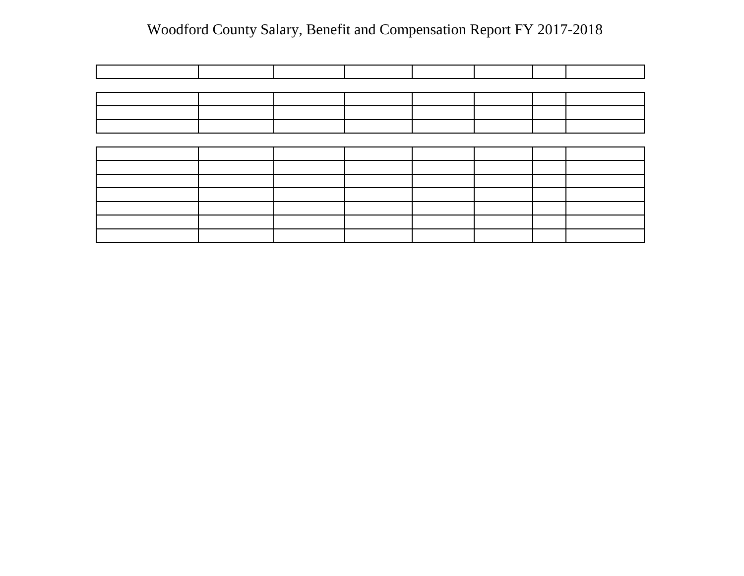Woodford County Salary, Benefit and Compensation Report FY 2017-2018

| | | | | | | | |
|---|---|---|---|---|---|---|---|
| | | | | | | | |

| | | | | | | | |
|---|---|---|---|---|---|---|---|
| | | | | | | | |
| | | | | | | | |
| | | | | | | | |

| | | | | | | | |
|---|---|---|---|---|---|---|---|
| | | | | | | | |
| | | | | | | | |
| | | | | | | | |
| | | | | | | | |
| | | | | | | | |
| | | | | | | | |
| | | | | | | | |